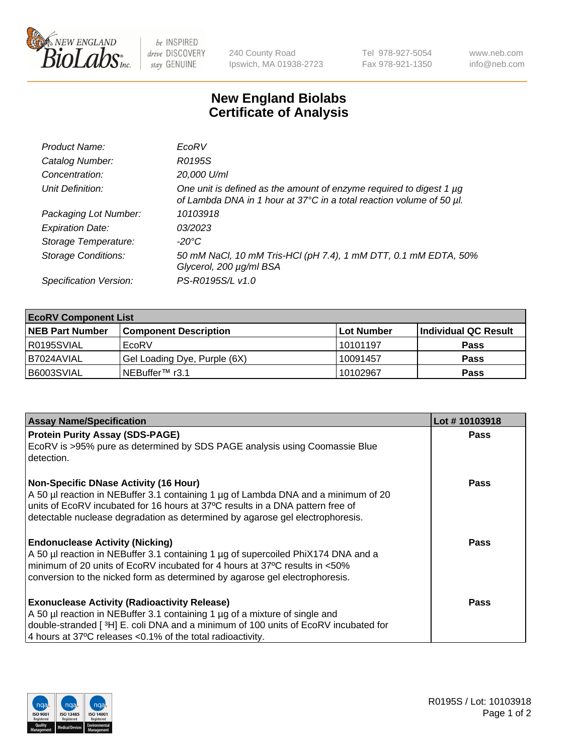# New England Biolabs Certificate of Analysis

| | |
|---|---|
| *Product Name:* | *EcoRV* |
| *Catalog Number:* | *R0195S* |
| *Concentration:* | *20,000 U/ml* |
| *Unit Definition:* | *One unit is defined as the amount of enzyme required to digest 1 µg of Lambda DNA in 1 hour at 37°C in a total reaction volume of 50 µl.* |
| *Packaging Lot Number:* | *10103918* |
| *Expiration Date:* | *03/2023* |
| *Storage Temperature:* | *-20°C* |
| *Storage Conditions:* | *50 mM NaCl, 10 mM Tris-HCl (pH 7.4), 1 mM DTT, 0.1 mM EDTA, 50% Glycerol, 200 µg/ml BSA* |
| *Specification Version:* | *PS-R0195S/L v1.0* |

| EcoRV Component List | | | |
|---|---|---|---|
| **NEB Part Number** | **Component Description** | **Lot Number** | **Individual QC Result** |
| R0195SVIAL | EcoRV | 10101197 | **Pass** |
| B7024AVIAL | Gel Loading Dye, Purple (6X) | 10091457 | **Pass** |
| B6003SVIAL | NEBuffer™ r3.1 | 10102967 | **Pass** |

| Assay Name/Specification | Lot # 10103918 |
|---|---|
| **Protein Purity Assay (SDS-PAGE)**<br>EcoRV is >95% pure as determined by SDS PAGE analysis using Coomassie Blue detection. | **Pass** |
| **Non-Specific DNase Activity (16 Hour)**<br>A 50 µl reaction in NEBuffer 3.1 containing 1 µg of Lambda DNA and a minimum of 20 units of EcoRV incubated for 16 hours at 37ºC results in a DNA pattern free of detectable nuclease degradation as determined by agarose gel electrophoresis. | **Pass** |
| **Endonuclease Activity (Nicking)**<br>A 50 µl reaction in NEBuffer 3.1 containing 1 µg of supercoiled PhiX174 DNA and a minimum of 20 units of EcoRV incubated for 4 hours at 37ºC results in <50% conversion to the nicked form as determined by agarose gel electrophoresis. | **Pass** |
| **Exonuclease Activity (Radioactivity Release)**<br>A 50 µl reaction in NEBuffer 3.1 containing 1 µg of a mixture of single and double-stranded [ $^{3}$H] E. coli DNA and a minimum of 100 units of EcoRV incubated for 4 hours at 37ºC releases <0.1% of the total radioactivity. | **Pass** |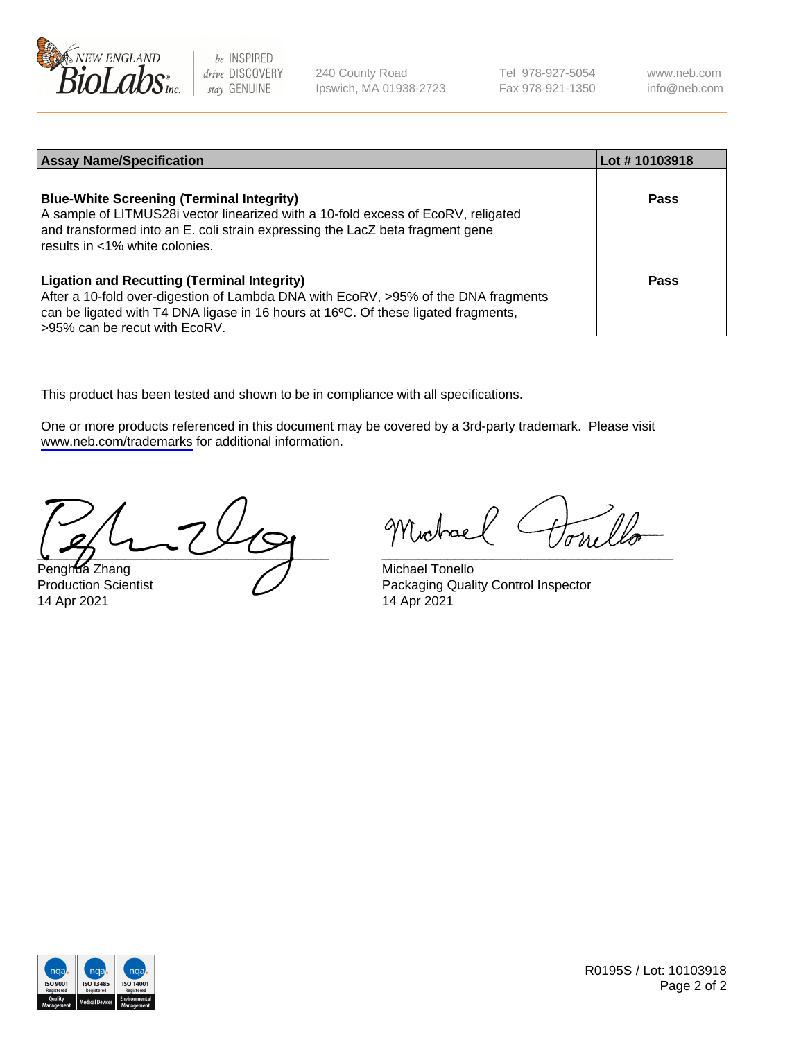NEW ENGLAND BioLabs Inc. — be INSPIRED drive DISCOVERY stay GENUINE

240 County Road
Ipswich, MA 01938-2723

Tel 978-927-5054
Fax 978-921-1350

www.neb.com
info@neb.com

| Assay Name/Specification | Lot # 10103918 |
| --- | --- |
| **Blue-White Screening (Terminal Integrity)** A sample of LITMUS28i vector linearized with a 10-fold excess of EcoRV, religated and transformed into an E. coli strain expressing the LacZ beta fragment gene results in <1% white colonies. | **Pass** |
| **Ligation and Recutting (Terminal Integrity)** After a 10-fold over-digestion of Lambda DNA with EcoRV, >95% of the DNA fragments can be ligated with T4 DNA ligase in 16 hours at 16ºC. Of these ligated fragments, >95% can be recut with EcoRV. | **Pass** |

This product has been tested and shown to be in compliance with all specifications.

One or more products referenced in this document may be covered by a 3rd-party trademark. Please visit www.neb.com/trademarks for additional information.

Penghua Zhang
Production Scientist
14 Apr 2021

Michael Tonello
Packaging Quality Control Inspector
14 Apr 2021

R0195S / Lot: 10103918